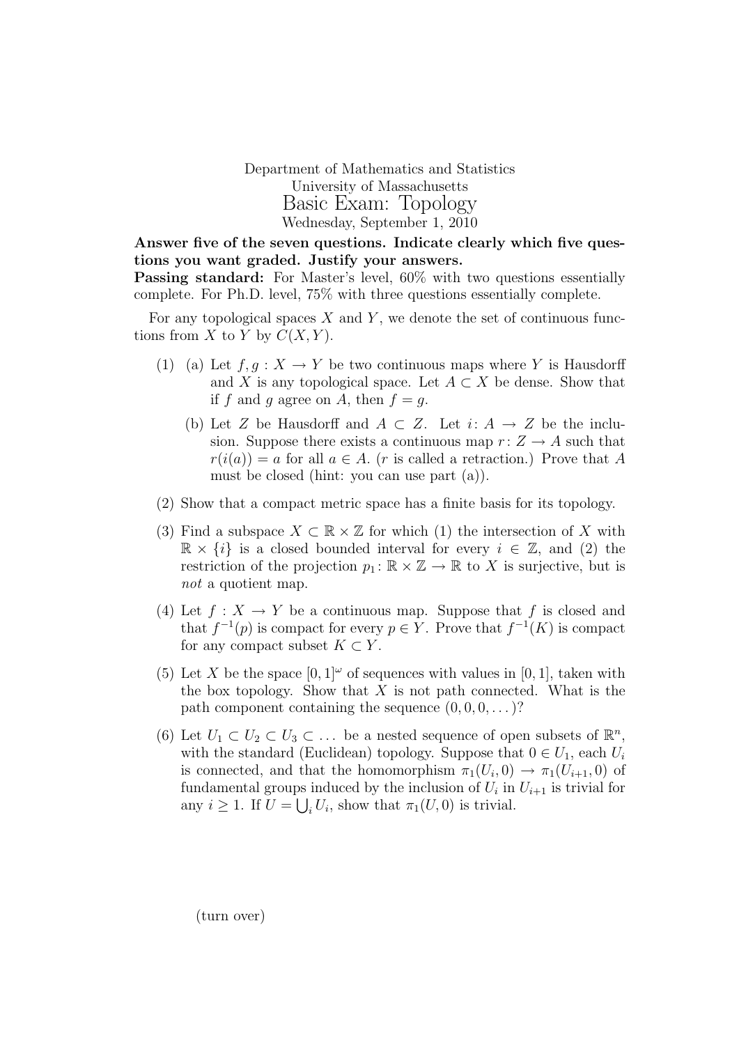Department of Mathematics and Statistics
University of Massachusetts

# Basic Exam: Topology

Wednesday, September 1, 2010

**Answer five of the seven questions. Indicate clearly which five questions you want graded. Justify your answers.**

**Passing standard:** For Master's level, 60% with two questions essentially complete. For Ph.D. level, 75% with three questions essentially complete.

For any topological spaces $X$ and $Y$, we denote the set of continuous functions from $X$ to $Y$ by $C(X, Y)$.

(1) (a) Let $f, g : X \to Y$ be two continuous maps where $Y$ is Hausdorff and $X$ is any topological space. Let $A \subset X$ be dense. Show that if $f$ and $g$ agree on $A$, then $f = g$.

(b) Let $Z$ be Hausdorff and $A \subset Z$. Let $i \colon A \to Z$ be the inclusion. Suppose there exists a continuous map $r \colon Z \to A$ such that $r(i(a)) = a$ for all $a \in A$. ($r$ is called a retraction.) Prove that $A$ must be closed (hint: you can use part (a)).

(2) Show that a compact metric space has a finite basis for its topology.

(3) Find a subspace $X \subset \mathbb{R} \times \mathbb{Z}$ for which (1) the intersection of $X$ with $\mathbb{R} \times \{i\}$ is a closed bounded interval for every $i \in \mathbb{Z}$, and (2) the restriction of the projection $p_1 \colon \mathbb{R} \times \mathbb{Z} \to \mathbb{R}$ to $X$ is surjective, but is *not* a quotient map.

(4) Let $f : X \to Y$ be a continuous map. Suppose that $f$ is closed and that $f^{-1}(p)$ is compact for every $p \in Y$. Prove that $f^{-1}(K)$ is compact for any compact subset $K \subset Y$.

(5) Let $X$ be the space $[0, 1]^\omega$ of sequences with values in $[0, 1]$, taken with the box topology. Show that $X$ is not path connected. What is the path component containing the sequence $(0, 0, 0, \dots)$?

(6) Let $U_1 \subset U_2 \subset U_3 \subset \dots$ be a nested sequence of open subsets of $\mathbb{R}^n$, with the standard (Euclidean) topology. Suppose that $0 \in U_1$, each $U_i$ is connected, and that the homomorphism $\pi_1(U_i, 0) \to \pi_1(U_{i+1}, 0)$ of fundamental groups induced by the inclusion of $U_i$ in $U_{i+1}$ is trivial for any $i \geq 1$. If $U = \bigcup_i U_i$, show that $\pi_1(U, 0)$ is trivial.

(turn over)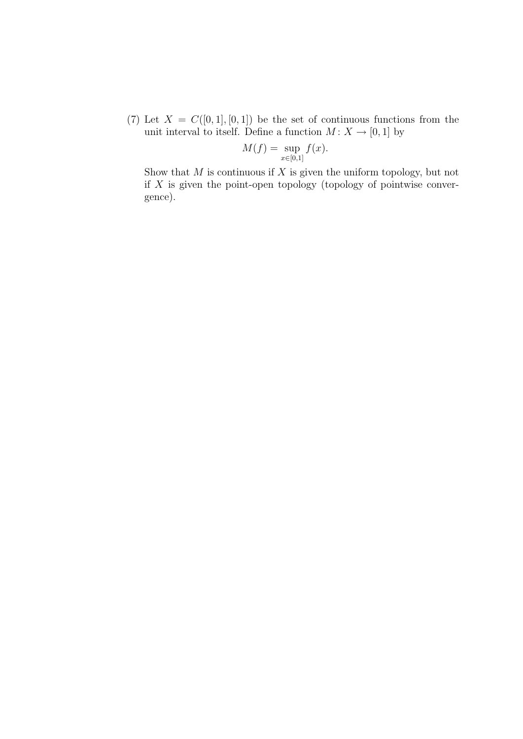(7) Let $X = C([0,1],[0,1])$ be the set of continuous functions from the unit interval to itself. Define a function $M\colon X \to [0,1]$ by

$$M(f) = \sup_{x\in[0,1]} f(x).$$

Show that $M$ is continuous if $X$ is given the uniform topology, but not if $X$ is given the point-open topology (topology of pointwise convergence).